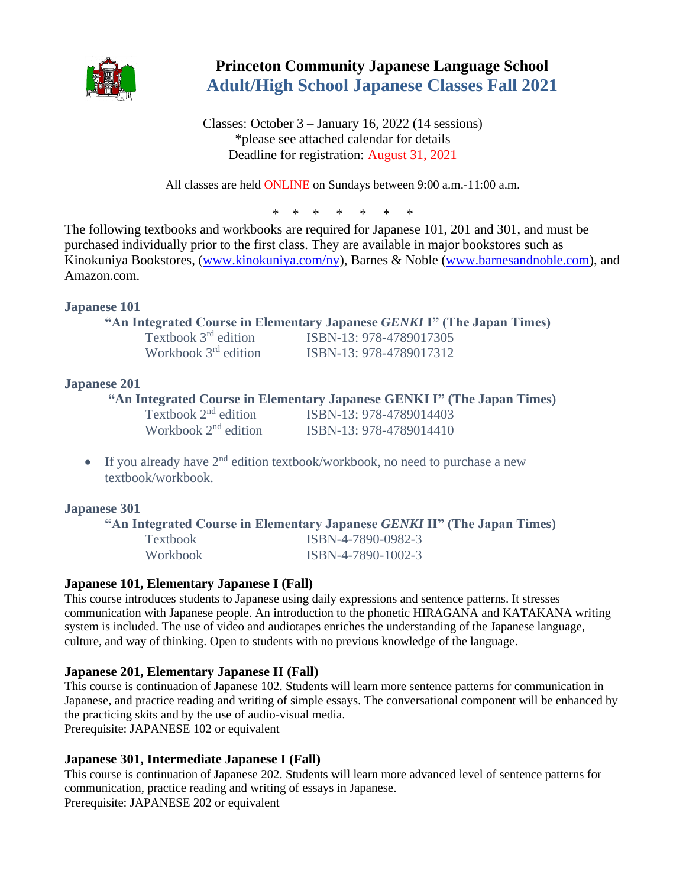# Princeton Community Japanese Language School

## Adult/High School Japanese Classes Fall 2021

Classes: October 3 – January 16, 2022 (14 sessions)
*please see attached calendar for details
Deadline for registration: August 31, 2021

All classes are held ONLINE on Sundays between 9:00 a.m.-11:00 a.m.

\* \* \* \* \* \* \*

The following textbooks and workbooks are required for Japanese 101, 201 and 301, and must be purchased individually prior to the first class. They are available in major bookstores such as Kinokuniya Bookstores, (www.kinokuniya.com/ny), Barnes & Noble (www.barnesandnoble.com), and Amazon.com.

### Japanese 101

**"An Integrated Course in Elementary Japanese *GENKI* I" (The Japan Times)**

| | |
|---|---|
| Textbook 3rd edition | ISBN-13: 978-4789017305 |
| Workbook 3rd edition | ISBN-13: 978-4789017312 |

### Japanese 201

**"An Integrated Course in Elementary Japanese GENKI I" (The Japan Times)**

| | |
|---|---|
| Textbook 2nd edition | ISBN-13: 978-4789014403 |
| Workbook 2nd edition | ISBN-13: 978-4789014410 |

- If you already have 2nd edition textbook/workbook, no need to purchase a new textbook/workbook.

### Japanese 301

**"An Integrated Course in Elementary Japanese *GENKI* II" (The Japan Times)**

| | |
|---|---|
| Textbook | ISBN-4-7890-0982-3 |
| Workbook | ISBN-4-7890-1002-3 |

### Japanese 101, Elementary Japanese I (Fall)

This course introduces students to Japanese using daily expressions and sentence patterns. It stresses communication with Japanese people. An introduction to the phonetic HIRAGANA and KATAKANA writing system is included. The use of video and audiotapes enriches the understanding of the Japanese language, culture, and way of thinking. Open to students with no previous knowledge of the language.

### Japanese 201, Elementary Japanese II (Fall)

This course is continuation of Japanese 102. Students will learn more sentence patterns for communication in Japanese, and practice reading and writing of simple essays. The conversational component will be enhanced by the practicing skits and by the use of audio-visual media.
Prerequisite: JAPANESE 102 or equivalent

### Japanese 301, Intermediate Japanese I (Fall)

This course is continuation of Japanese 202. Students will learn more advanced level of sentence patterns for communication, practice reading and writing of essays in Japanese.
Prerequisite: JAPANESE 202 or equivalent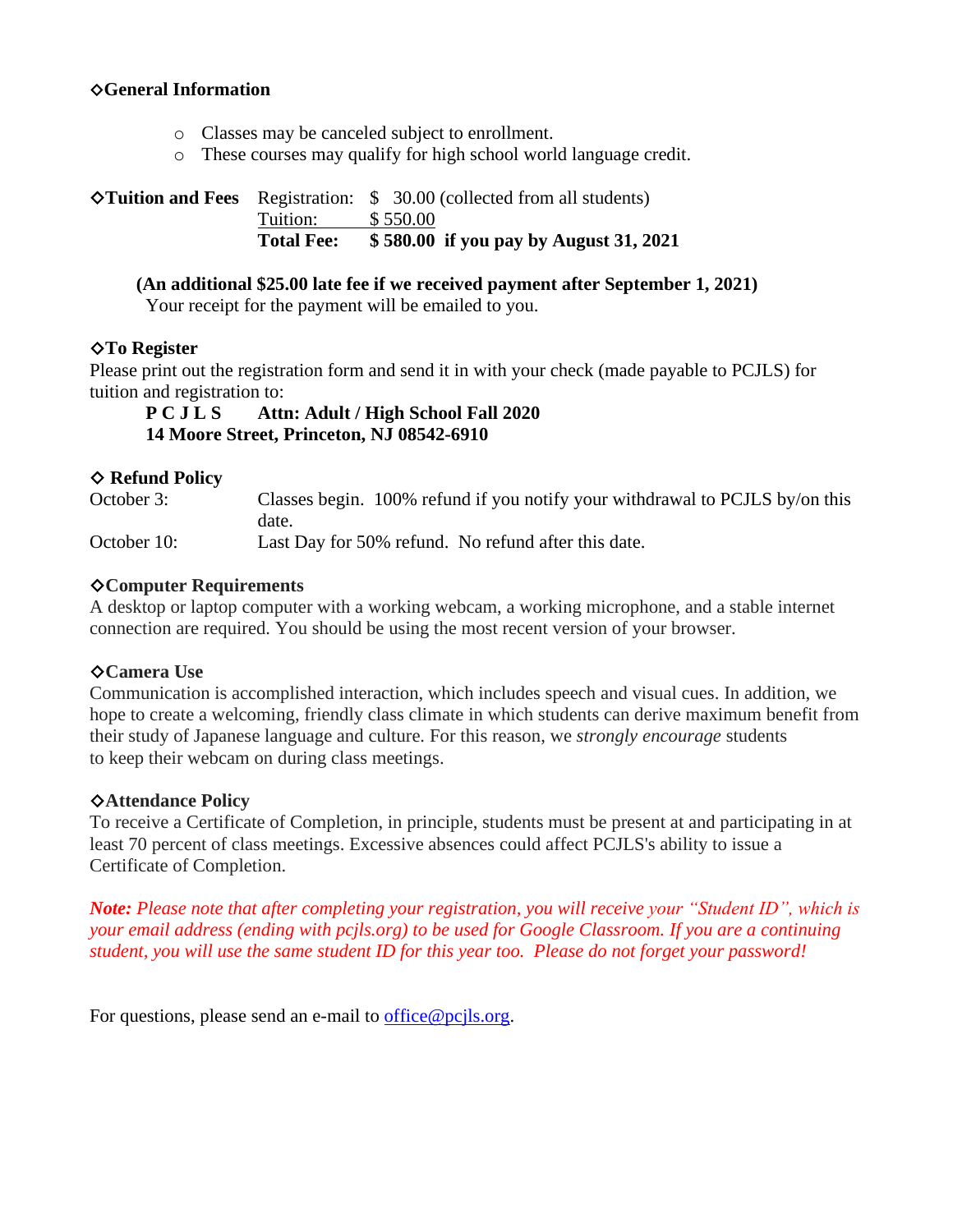### ◇General Information

- Classes may be canceled subject to enrollment.
- These courses may qualify for high school world language credit.

### ◇Tuition and Fees

| | | |
|---|---|---|
| Registration: | $ 30.00 (collected from all students) | |
| Tuition: | $ 550.00 | |
| **Total Fee:** | **$ 580.00** | **if you pay by August 31, 2021** |

**(An additional $25.00 late fee if we received payment after September 1, 2021)**
Your receipt for the payment will be emailed to you.

### ◇To Register

Please print out the registration form and send it in with your check (made payable to PCJLS) for tuition and registration to:

**P C J L S Attn: Adult / High School Fall 2020**
**14 Moore Street, Princeton, NJ 08542-6910**

### ◇ Refund Policy

| | |
|---|---|
| October 3: | Classes begin. 100% refund if you notify your withdrawal to PCJLS by/on this date. |
| October 10: | Last Day for 50% refund. No refund after this date. |

### ◇Computer Requirements

A desktop or laptop computer with a working webcam, a working microphone, and a stable internet connection are required. You should be using the most recent version of your browser.

### ◇Camera Use

Communication is accomplished interaction, which includes speech and visual cues. In addition, we hope to create a welcoming, friendly class climate in which students can derive maximum benefit from their study of Japanese language and culture. For this reason, we *strongly encourage* students to keep their webcam on during class meetings.

### ◇Attendance Policy

To receive a Certificate of Completion, in principle, students must be present at and participating in at least 70 percent of class meetings. Excessive absences could affect PCJLS's ability to issue a Certificate of Completion.

***Note:*** *Please note that after completing your registration, you will receive your "Student ID", which is your email address (ending with pcjls.org) to be used for Google Classroom. If you are a continuing student, you will use the same student ID for this year too. Please do not forget your password!*

For questions, please send an e-mail to office@pcjls.org.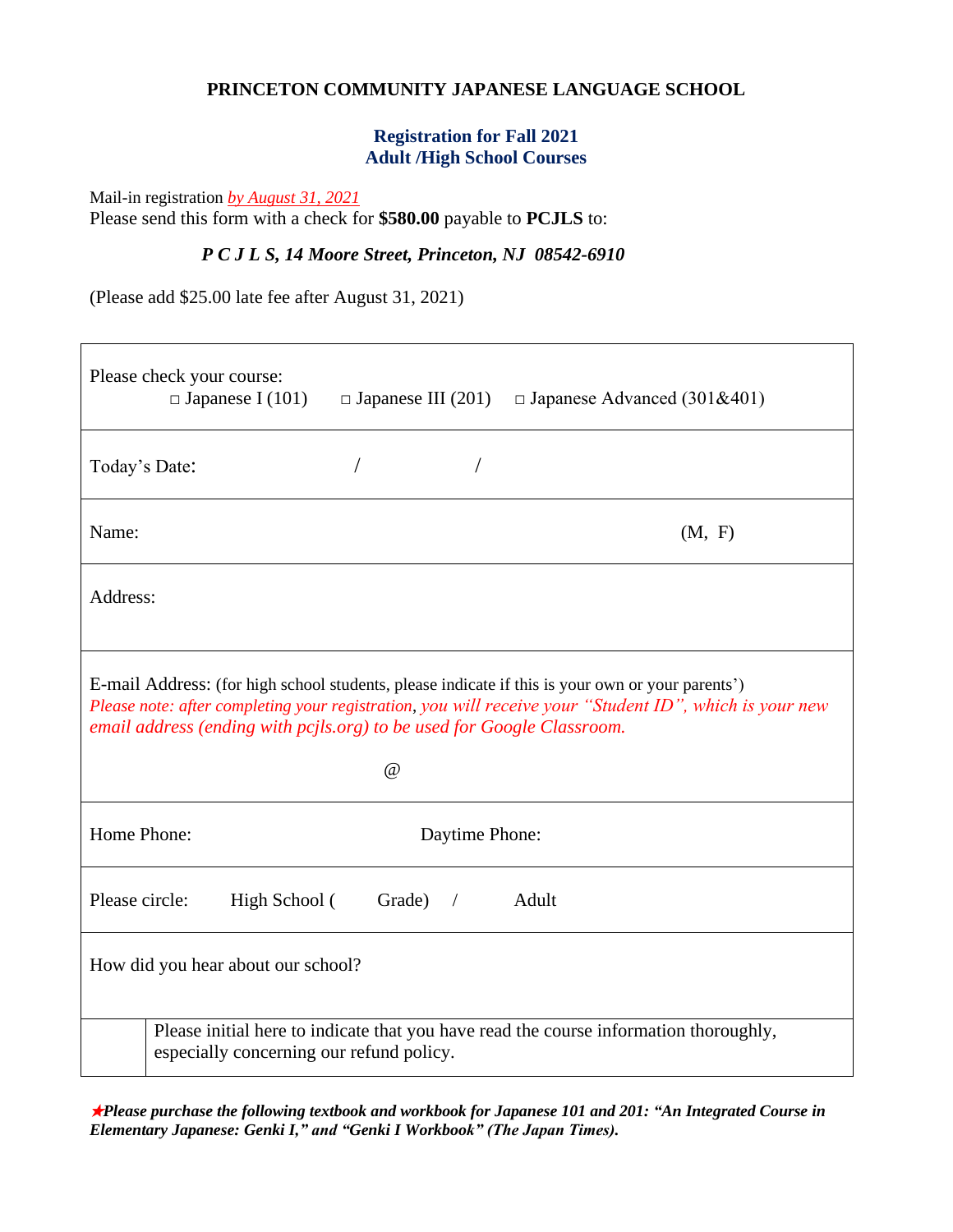**PRINCETON COMMUNITY JAPANESE LANGUAGE SCHOOL**

**Registration for Fall 2021**
**Adult /High School Courses**

Mail-in registration *by August 31, 2021*
Please send this form with a check for **$580.00** payable to **PCJLS** to:

***P C J L S, 14 Moore Street, Princeton, NJ 08542-6910***

(Please add $25.00 late fee after August 31, 2021)

| | |
|---|---|
| Please check your course: □ Japanese I (101) □ Japanese III (201) □ Japanese Advanced (301&401) | |
| Today's Date: / / | |
| Name: (M, F) | |
| Address: | |
| E-mail Address: (for high school students, please indicate if this is your own or your parents') *Please note: after completing your registration, you will receive your "Student ID", which is your new email address (ending with pcjls.org) to be used for Google Classroom.* @ | |
| Home Phone: Daytime Phone: | |
| Please circle: High School ( Grade) / Adult | |
| How did you hear about our school? | |
| | Please initial here to indicate that you have read the course information thoroughly, especially concerning our refund policy. |

★***Please purchase the following textbook and workbook for Japanese 101 and 201: "An Integrated Course in Elementary Japanese: Genki I," and "Genki I Workbook" (The Japan Times).***